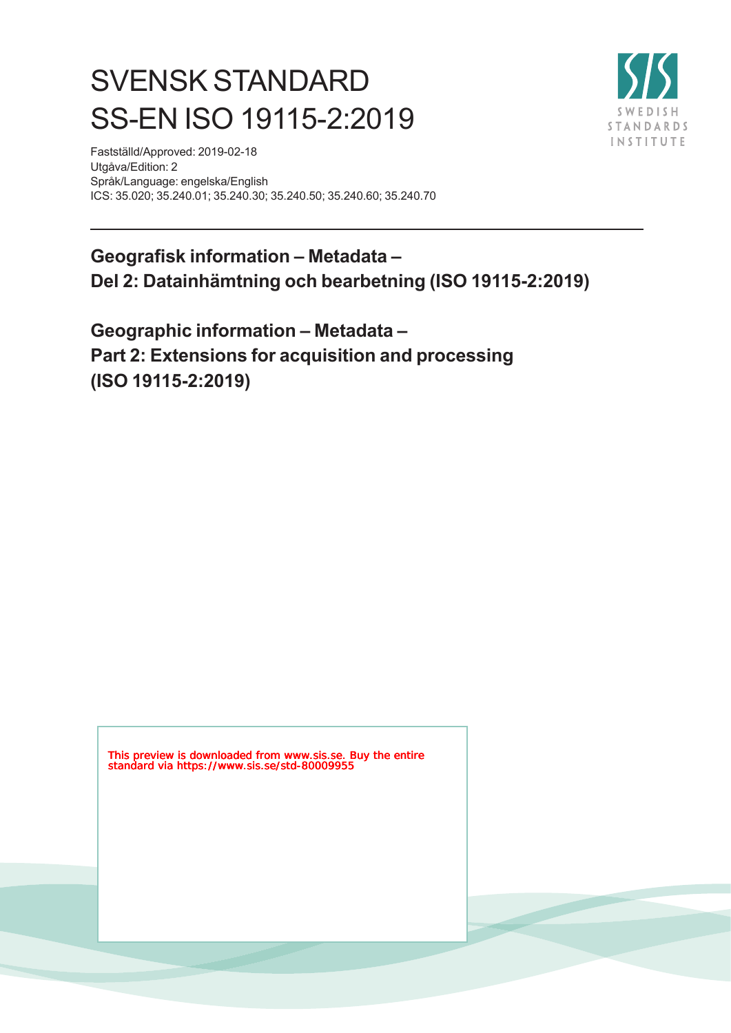# SVENSK STANDARD
# SS-EN ISO 19115-2:2019

Fastställd/Approved: 2019-02-18
Utgåva/Edition: 2
Språk/Language: engelska/English
ICS: 35.020; 35.240.01; 35.240.30; 35.240.50; 35.240.60; 35.240.70

**Geografisk information – Metadata –**
**Del 2: Datainhämtning och bearbetning (ISO 19115-2:2019)**

**Geographic information – Metadata –**
**Part 2: Extensions for acquisition and processing**
**(ISO 19115-2:2019)**

This preview is downloaded from www.sis.se. Buy the entire standard via https://www.sis.se/std-80009955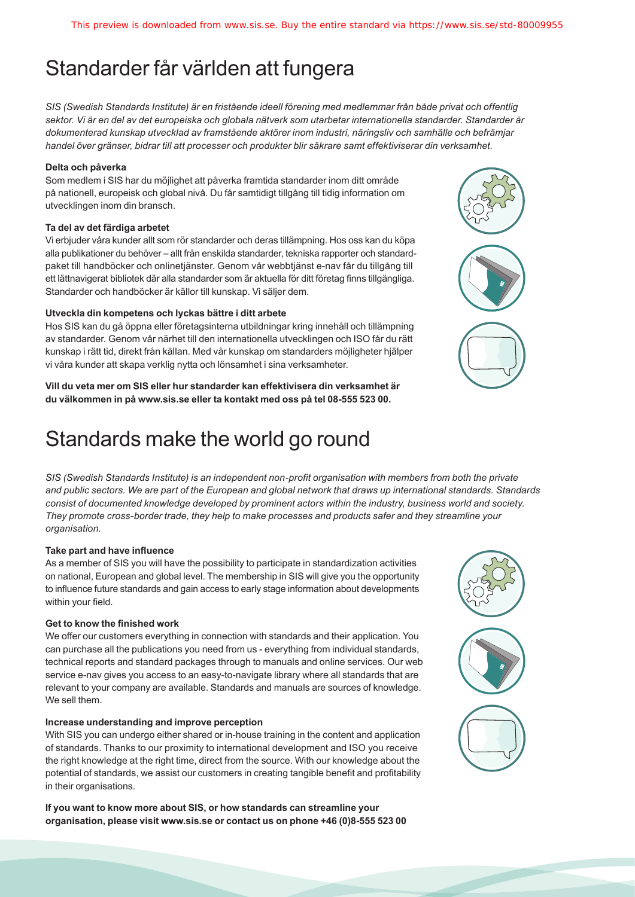# Standarder får världen att fungera

*SIS (Swedish Standards Institute) är en fristående ideell förening med medlemmar från både privat och offentlig sektor. Vi är en del av det europeiska och globala nätverk som utarbetar internationella standarder. Standarder är dokumenterad kunskap utvecklad av framstående aktörer inom industri, näringsliv och samhälle och befrämjar handel över gränser, bidrar till att processer och produkter blir säkrare samt effektiviserar din verksamhet.*

**Delta och påverka**

Som medlem i SIS har du möjlighet att påverka framtida standarder inom ditt område på nationell, europeisk och global nivå. Du får samtidigt tillgång till tidig information om utvecklingen inom din bransch.

**Ta del av det färdiga arbetet**

Vi erbjuder våra kunder allt som rör standarder och deras tillämpning. Hos oss kan du köpa alla publikationer du behöver – allt från enskilda standarder, tekniska rapporter och standardpaket till handböcker och onlinetjänster. Genom vår webbtjänst e-nav får du tillgång till ett lättnavigerat bibliotek där alla standarder som är aktuella för ditt företag finns tillgängliga. Standarder och handböcker är källor till kunskap. Vi säljer dem.

**Utveckla din kompetens och lyckas bättre i ditt arbete**

Hos SIS kan du gå öppna eller företagsinterna utbildningar kring innehåll och tillämpning av standarder. Genom vår närhet till den internationella utvecklingen och ISO får du rätt kunskap i rätt tid, direkt från källan. Med vår kunskap om standarders möjligheter hjälper vi våra kunder att skapa verklig nytta och lönsamhet i sina verksamheter.

**Vill du veta mer om SIS eller hur standarder kan effektivisera din verksamhet är du välkommen in på www.sis.se eller ta kontakt med oss på tel 08-555 523 00.**

# Standards make the world go round

*SIS (Swedish Standards Institute) is an independent non-profit organisation with members from both the private and public sectors. We are part of the European and global network that draws up international standards. Standards consist of documented knowledge developed by prominent actors within the industry, business world and society. They promote cross-border trade, they help to make processes and products safer and they streamline your organisation.*

**Take part and have influence**

As a member of SIS you will have the possibility to participate in standardization activities on national, European and global level. The membership in SIS will give you the opportunity to influence future standards and gain access to early stage information about developments within your field.

**Get to know the finished work**

We offer our customers everything in connection with standards and their application. You can purchase all the publications you need from us - everything from individual standards, technical reports and standard packages through to manuals and online services. Our web service e-nav gives you access to an easy-to-navigate library where all standards that are relevant to your company are available. Standards and manuals are sources of knowledge. We sell them.

**Increase understanding and improve perception**

With SIS you can undergo either shared or in-house training in the content and application of standards. Thanks to our proximity to international development and ISO you receive the right knowledge at the right time, direct from the source. With our knowledge about the potential of standards, we assist our customers in creating tangible benefit and profitability in their organisations.

**If you want to know more about SIS, or how standards can streamline your organisation, please visit www.sis.se or contact us on phone +46 (0)8-555 523 00**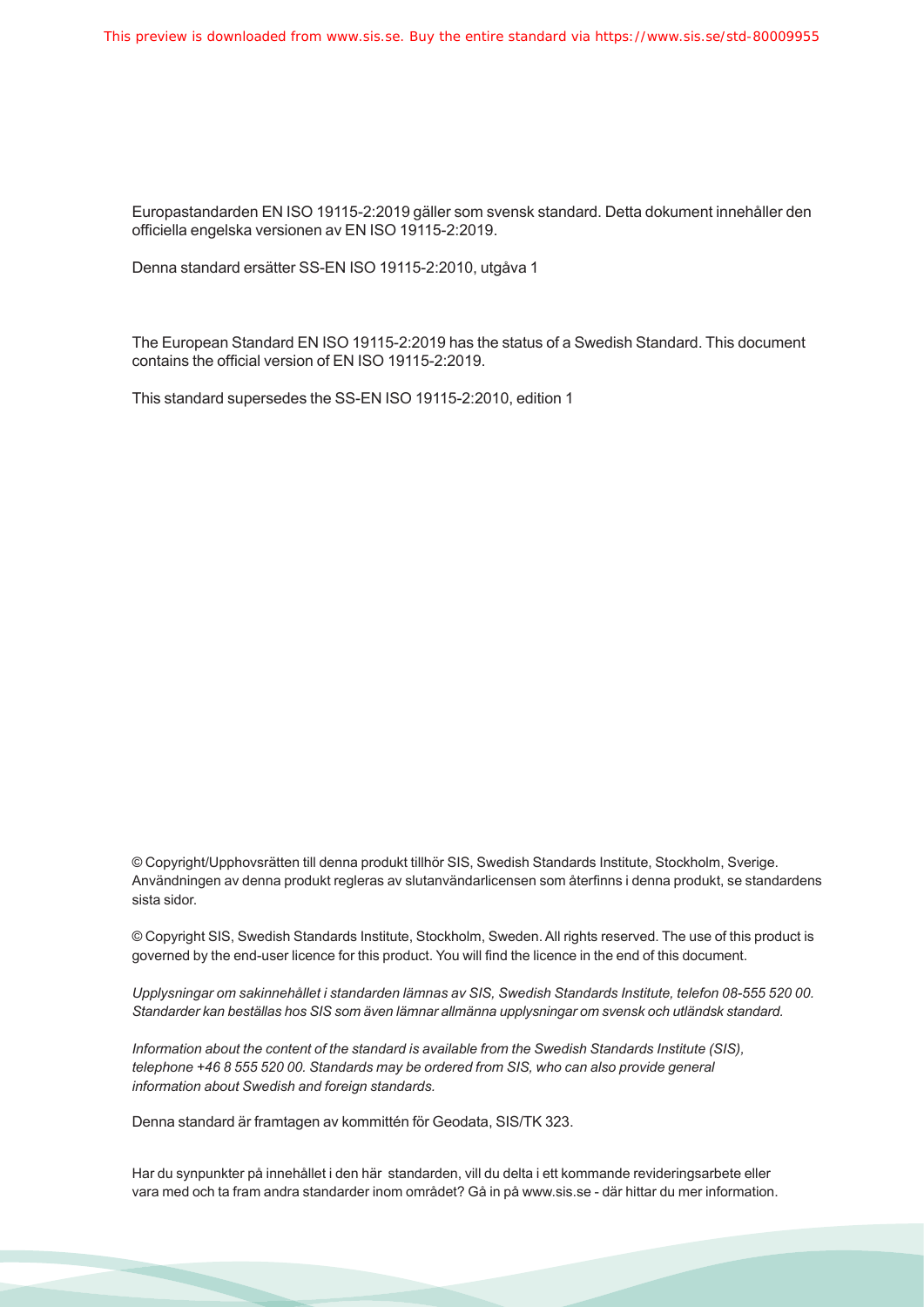Europastandarden EN ISO 19115-2:2019 gäller som svensk standard. Detta dokument innehåller den officiella engelska versionen av EN ISO 19115-2:2019.

Denna standard ersätter SS-EN ISO 19115-2:2010, utgåva 1

The European Standard EN ISO 19115-2:2019 has the status of a Swedish Standard. This document contains the official version of EN ISO 19115-2:2019.

This standard supersedes the SS-EN ISO 19115-2:2010, edition 1

© Copyright/Upphovsrätten till denna produkt tillhör SIS, Swedish Standards Institute, Stockholm, Sverige. Användningen av denna produkt regleras av slutanvändarlicensen som återfinns i denna produkt, se standardens sista sidor.

© Copyright SIS, Swedish Standards Institute, Stockholm, Sweden. All rights reserved. The use of this product is governed by the end-user licence for this product. You will find the licence in the end of this document.

*Upplysningar om sakinnehållet i standarden lämnas av SIS, Swedish Standards Institute, telefon 08-555 520 00. Standarder kan beställas hos SIS som även lämnar allmänna upplysningar om svensk och utländsk standard.*

*Information about the content of the standard is available from the Swedish Standards Institute (SIS), telephone +46 8 555 520 00. Standards may be ordered from SIS, who can also provide general information about Swedish and foreign standards.*

Denna standard är framtagen av kommittén för Geodata, SIS/TK 323.

Har du synpunkter på innehållet i den här standarden, vill du delta i ett kommande revideringsarbete eller vara med och ta fram andra standarder inom området? Gå in på www.sis.se - där hittar du mer information.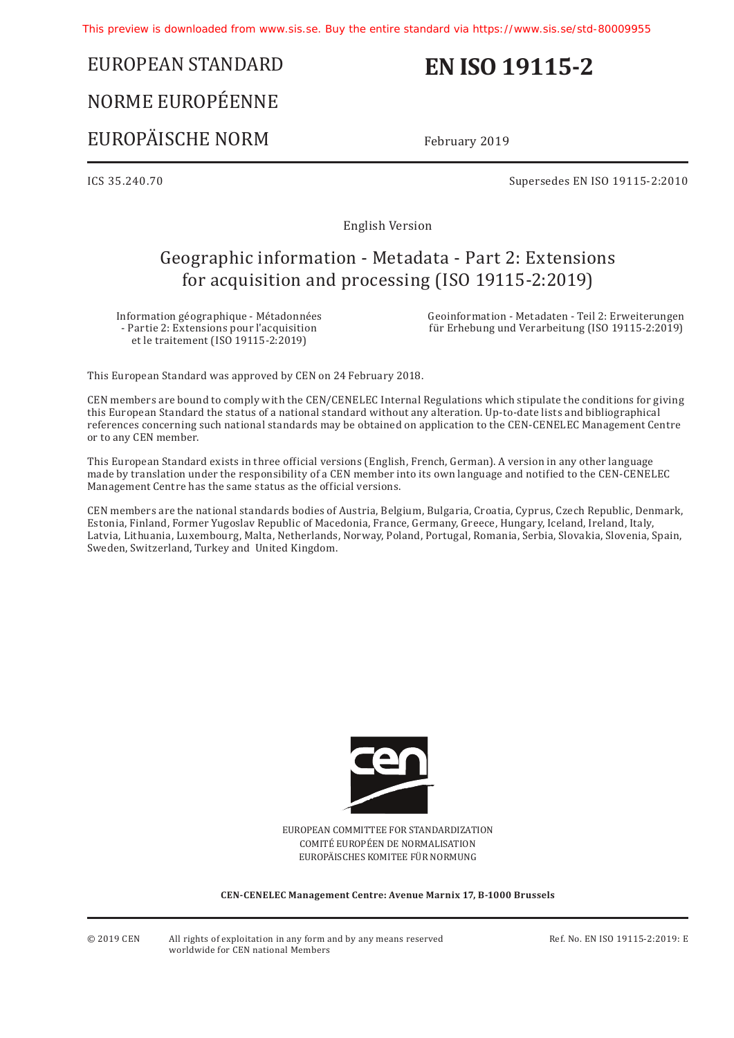# EUROPEAN STANDARD

# NORME EUROPÉENNE

# EUROPÄISCHE NORM

# EN ISO 19115-2

February 2019

ICS 35.240.70

Supersedes EN ISO 19115-2:2010

English Version

## Geographic information - Metadata - Part 2: Extensions for acquisition and processing (ISO 19115-2:2019)

Information géographique - Métadonnées - Partie 2: Extensions pour l'acquisition et le traitement (ISO 19115-2:2019)

Geoinformation - Metadaten - Teil 2: Erweiterungen für Erhebung und Verarbeitung (ISO 19115-2:2019)

This European Standard was approved by CEN on 24 February 2018.

CEN members are bound to comply with the CEN/CENELEC Internal Regulations which stipulate the conditions for giving this European Standard the status of a national standard without any alteration. Up-to-date lists and bibliographical references concerning such national standards may be obtained on application to the CEN-CENELEC Management Centre or to any CEN member.

This European Standard exists in three official versions (English, French, German). A version in any other language made by translation under the responsibility of a CEN member into its own language and notified to the CEN-CENELEC Management Centre has the same status as the official versions.

CEN members are the national standards bodies of Austria, Belgium, Bulgaria, Croatia, Cyprus, Czech Republic, Denmark, Estonia, Finland, Former Yugoslav Republic of Macedonia, France, Germany, Greece, Hungary, Iceland, Ireland, Italy, Latvia, Lithuania, Luxembourg, Malta, Netherlands, Norway, Poland, Portugal, Romania, Serbia, Slovakia, Slovenia, Spain, Sweden, Switzerland, Turkey and United Kingdom.

EUROPEAN COMMITTEE FOR STANDARDIZATION
COMITÉ EUROPÉEN DE NORMALISATION
EUROPÄISCHES KOMITEE FÜR NORMUNG

**CEN-CENELEC Management Centre: Avenue Marnix 17, B-1000 Brussels**

© 2019 CEN All rights of exploitation in any form and by any means reserved worldwide for CEN national Members

Ref. No. EN ISO 19115-2:2019: E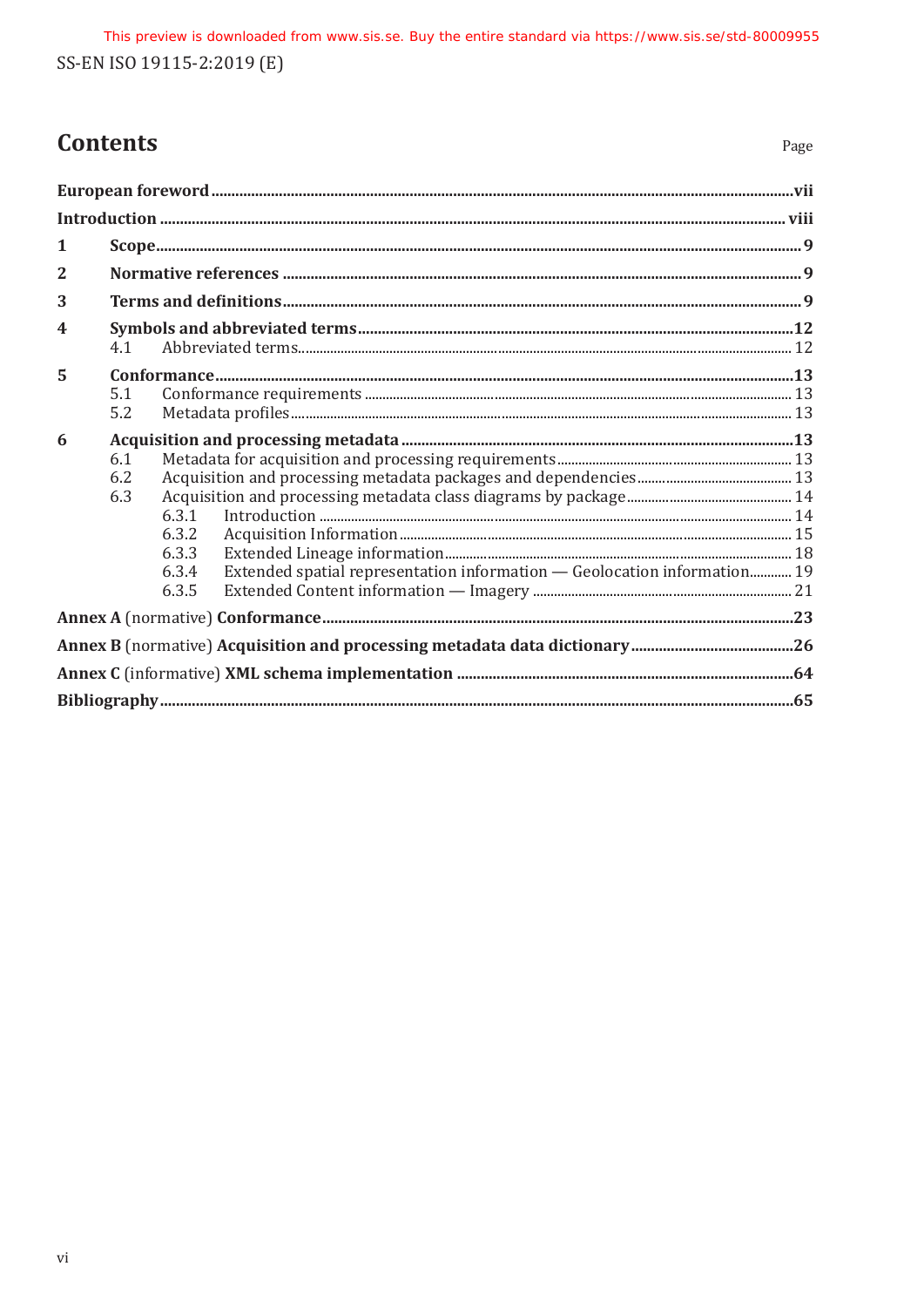# Contents

Page

**European foreword** ... vii

**Introduction** ... viii

**1 Scope** ... 9

**2 Normative references** ... 9

**3 Terms and definitions** ... 9

**4 Symbols and abbreviated terms** ... 12

- 4.1 Abbreviated terms ... 12

**5 Conformance** ... 13

- 5.1 Conformance requirements ... 13
- 5.2 Metadata profiles ... 13

**6 Acquisition and processing metadata** ... 13

- 6.1 Metadata for acquisition and processing requirements ... 13
- 6.2 Acquisition and processing metadata packages and dependencies ... 13
- 6.3 Acquisition and processing metadata class diagrams by package ... 14
  - 6.3.1 Introduction ... 14
  - 6.3.2 Acquisition Information ... 15
  - 6.3.3 Extended Lineage information ... 18
  - 6.3.4 Extended spatial representation information — Geolocation information ... 19
  - 6.3.5 Extended Content information — Imagery ... 21

**Annex A** (normative) **Conformance** ... 23

**Annex B** (normative) **Acquisition and processing metadata data dictionary** ... 26

**Annex C** (informative) **XML schema implementation** ... 64

**Bibliography** ... 65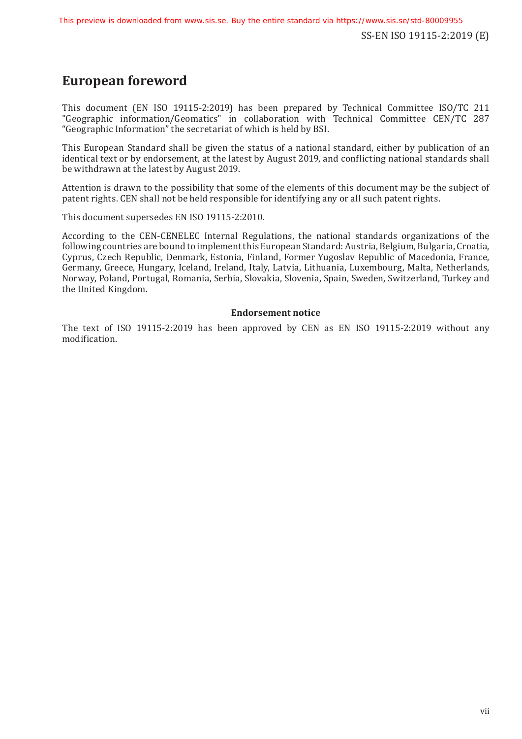# European foreword

This document (EN ISO 19115-2:2019) has been prepared by Technical Committee ISO/TC 211 "Geographic information/Geomatics" in collaboration with Technical Committee CEN/TC 287 “Geographic Information” the secretariat of which is held by BSI.

This European Standard shall be given the status of a national standard, either by publication of an identical text or by endorsement, at the latest by August 2019, and conflicting national standards shall be withdrawn at the latest by August 2019.

Attention is drawn to the possibility that some of the elements of this document may be the subject of patent rights. CEN shall not be held responsible for identifying any or all such patent rights.

This document supersedes EN ISO 19115-2:2010.

According to the CEN-CENELEC Internal Regulations, the national standards organizations of the following countries are bound to implement this European Standard: Austria, Belgium, Bulgaria, Croatia, Cyprus, Czech Republic, Denmark, Estonia, Finland, Former Yugoslav Republic of Macedonia, France, Germany, Greece, Hungary, Iceland, Ireland, Italy, Latvia, Lithuania, Luxembourg, Malta, Netherlands, Norway, Poland, Portugal, Romania, Serbia, Slovakia, Slovenia, Spain, Sweden, Switzerland, Turkey and the United Kingdom.

**Endorsement notice**

The text of ISO 19115-2:2019 has been approved by CEN as EN ISO 19115-2:2019 without any modification.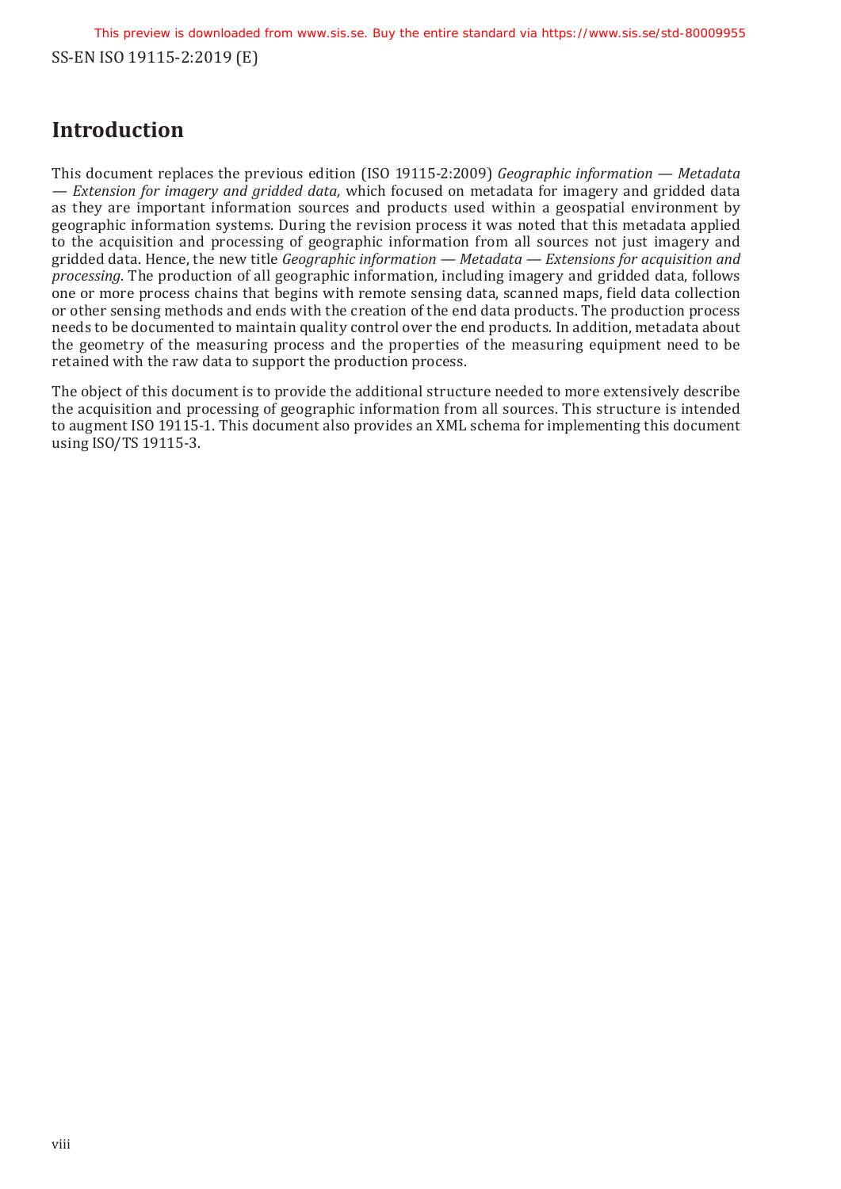## Introduction

This document replaces the previous edition (ISO 19115-2:2009) *Geographic information — Metadata — Extension for imagery and gridded data,* which focused on metadata for imagery and gridded data as they are important information sources and products used within a geospatial environment by geographic information systems. During the revision process it was noted that this metadata applied to the acquisition and processing of geographic information from all sources not just imagery and gridded data. Hence, the new title *Geographic information — Metadata — Extensions for acquisition and processing*. The production of all geographic information, including imagery and gridded data, follows one or more process chains that begins with remote sensing data, scanned maps, field data collection or other sensing methods and ends with the creation of the end data products. The production process needs to be documented to maintain quality control over the end products. In addition, metadata about the geometry of the measuring process and the properties of the measuring equipment need to be retained with the raw data to support the production process.

The object of this document is to provide the additional structure needed to more extensively describe the acquisition and processing of geographic information from all sources. This structure is intended to augment ISO 19115-1. This document also provides an XML schema for implementing this document using ISO/TS 19115-3.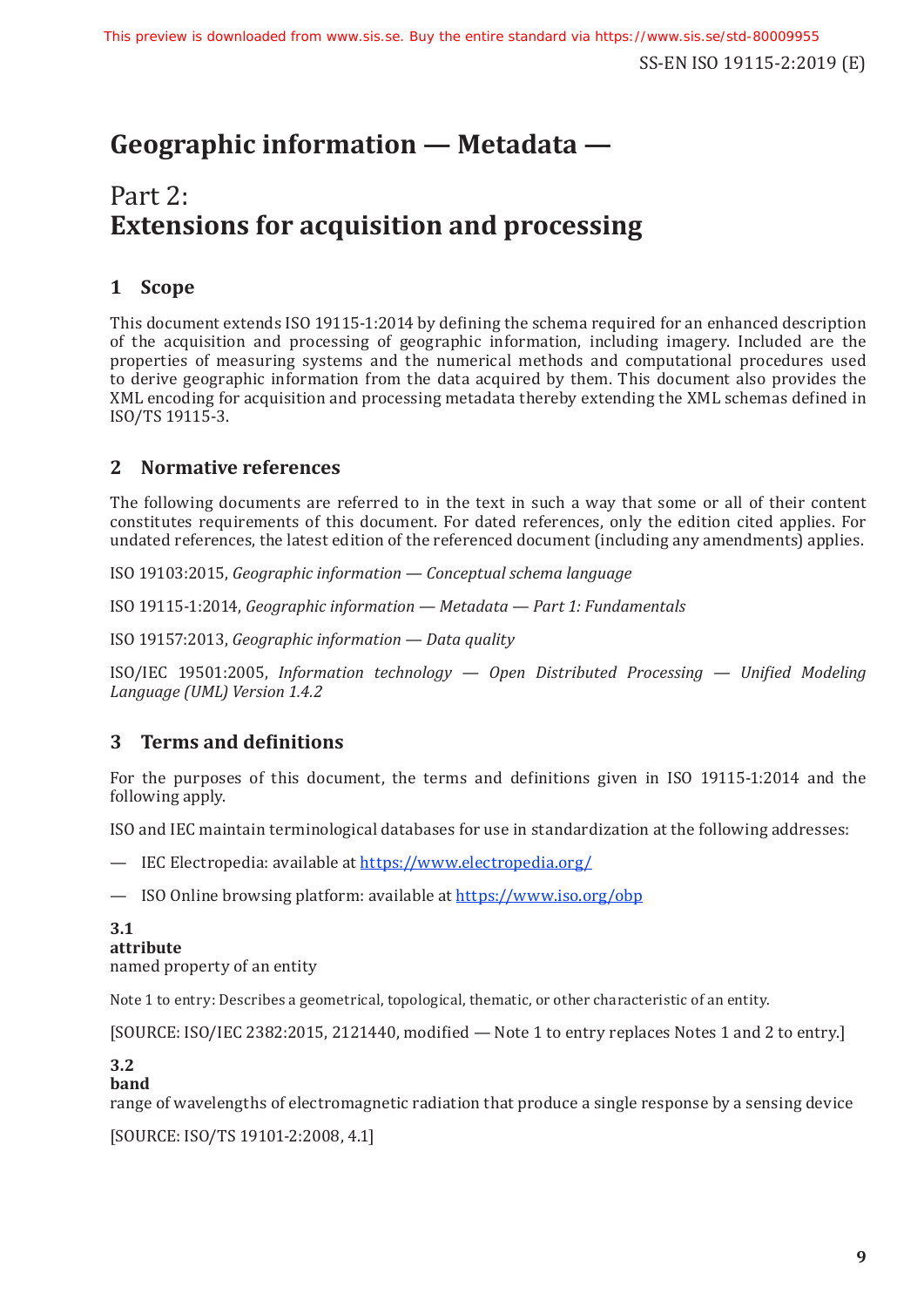# Geographic information — Metadata —

## Part 2:
## Extensions for acquisition and processing

## 1 Scope

This document extends ISO 19115-1:2014 by defining the schema required for an enhanced description of the acquisition and processing of geographic information, including imagery. Included are the properties of measuring systems and the numerical methods and computational procedures used to derive geographic information from the data acquired by them. This document also provides the XML encoding for acquisition and processing metadata thereby extending the XML schemas defined in ISO/TS 19115-3.

## 2 Normative references

The following documents are referred to in the text in such a way that some or all of their content constitutes requirements of this document. For dated references, only the edition cited applies. For undated references, the latest edition of the referenced document (including any amendments) applies.

ISO 19103:2015, *Geographic information — Conceptual schema language*

ISO 19115-1:2014, *Geographic information — Metadata — Part 1: Fundamentals*

ISO 19157:2013, *Geographic information — Data quality*

ISO/IEC 19501:2005, *Information technology — Open Distributed Processing — Unified Modeling Language (UML) Version 1.4.2*

## 3 Terms and definitions

For the purposes of this document, the terms and definitions given in ISO 19115-1:2014 and the following apply.

ISO and IEC maintain terminological databases for use in standardization at the following addresses:

— IEC Electropedia: available at https://www.electropedia.org/

— ISO Online browsing platform: available at https://www.iso.org/obp

**3.1**
**attribute**
named property of an entity

Note 1 to entry: Describes a geometrical, topological, thematic, or other characteristic of an entity.

[SOURCE: ISO/IEC 2382:2015, 2121440, modified — Note 1 to entry replaces Notes 1 and 2 to entry.]

**3.2**
**band**
range of wavelengths of electromagnetic radiation that produce a single response by a sensing device

[SOURCE: ISO/TS 19101-2:2008, 4.1]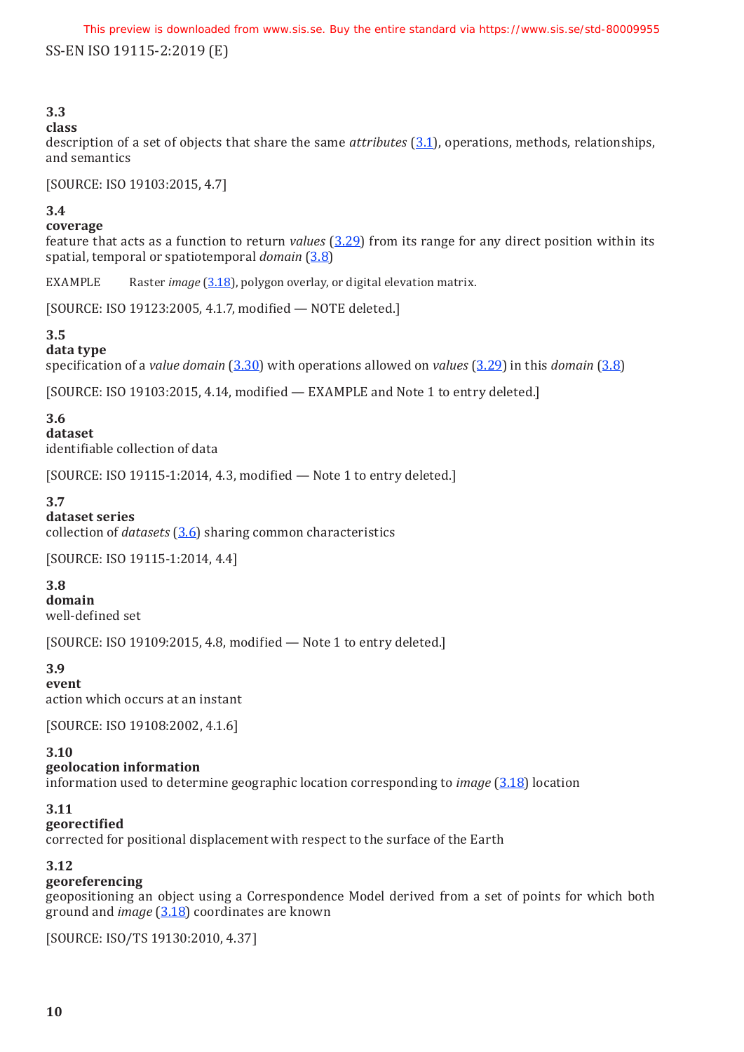**3.3**
**class**
description of a set of objects that share the same *attributes* (3.1), operations, methods, relationships, and semantics

[SOURCE: ISO 19103:2015, 4.7]

**3.4**
**coverage**
feature that acts as a function to return *values* (3.29) from its range for any direct position within its spatial, temporal or spatiotemporal *domain* (3.8)

EXAMPLE Raster *image* (3.18), polygon overlay, or digital elevation matrix.

[SOURCE: ISO 19123:2005, 4.1.7, modified — NOTE deleted.]

**3.5**
**data type**
specification of a *value domain* (3.30) with operations allowed on *values* (3.29) in this *domain* (3.8)

[SOURCE: ISO 19103:2015, 4.14, modified — EXAMPLE and Note 1 to entry deleted.]

**3.6**
**dataset**
identifiable collection of data

[SOURCE: ISO 19115-1:2014, 4.3, modified — Note 1 to entry deleted.]

**3.7**
**dataset series**
collection of *datasets* (3.6) sharing common characteristics

[SOURCE: ISO 19115-1:2014, 4.4]

**3.8**
**domain**
well-defined set

[SOURCE: ISO 19109:2015, 4.8, modified — Note 1 to entry deleted.]

**3.9**
**event**
action which occurs at an instant

[SOURCE: ISO 19108:2002, 4.1.6]

**3.10**
**geolocation information**
information used to determine geographic location corresponding to *image* (3.18) location

**3.11**
**georectified**
corrected for positional displacement with respect to the surface of the Earth

**3.12**
**georeferencing**
geopositioning an object using a Correspondence Model derived from a set of points for which both ground and *image* (3.18) coordinates are known

[SOURCE: ISO/TS 19130:2010, 4.37]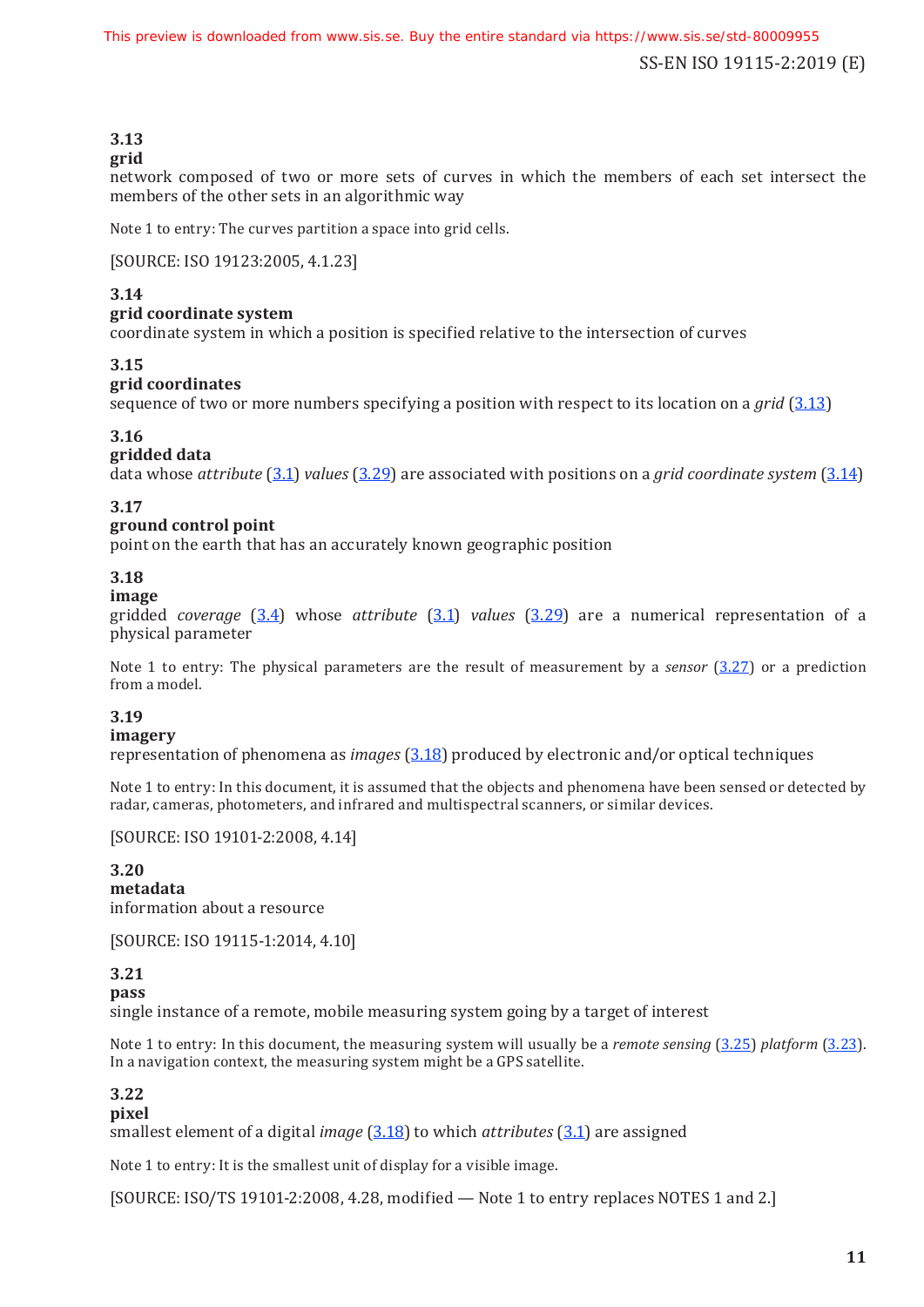**3.13**
**grid**
network composed of two or more sets of curves in which the members of each set intersect the members of the other sets in an algorithmic way

Note 1 to entry: The curves partition a space into grid cells.

[SOURCE: ISO 19123:2005, 4.1.23]

**3.14**
**grid coordinate system**
coordinate system in which a position is specified relative to the intersection of curves

**3.15**
**grid coordinates**
sequence of two or more numbers specifying a position with respect to its location on a *grid* (3.13)

**3.16**
**gridded data**
data whose *attribute* (3.1) *values* (3.29) are associated with positions on a *grid coordinate system* (3.14)

**3.17**
**ground control point**
point on the earth that has an accurately known geographic position

**3.18**
**image**
gridded *coverage* (3.4) whose *attribute* (3.1) *values* (3.29) are a numerical representation of a physical parameter

Note 1 to entry: The physical parameters are the result of measurement by a *sensor* (3.27) or a prediction from a model.

**3.19**
**imagery**
representation of phenomena as *images* (3.18) produced by electronic and/or optical techniques

Note 1 to entry: In this document, it is assumed that the objects and phenomena have been sensed or detected by radar, cameras, photometers, and infrared and multispectral scanners, or similar devices.

[SOURCE: ISO 19101-2:2008, 4.14]

**3.20**
**metadata**
information about a resource

[SOURCE: ISO 19115-1:2014, 4.10]

**3.21**
**pass**
single instance of a remote, mobile measuring system going by a target of interest

Note 1 to entry: In this document, the measuring system will usually be a *remote sensing* (3.25) *platform* (3.23). In a navigation context, the measuring system might be a GPS satellite.

**3.22**
**pixel**
smallest element of a digital *image* (3.18) to which *attributes* (3.1) are assigned

Note 1 to entry: It is the smallest unit of display for a visible image.

[SOURCE: ISO/TS 19101-2:2008, 4.28, modified — Note 1 to entry replaces NOTES 1 and 2.]